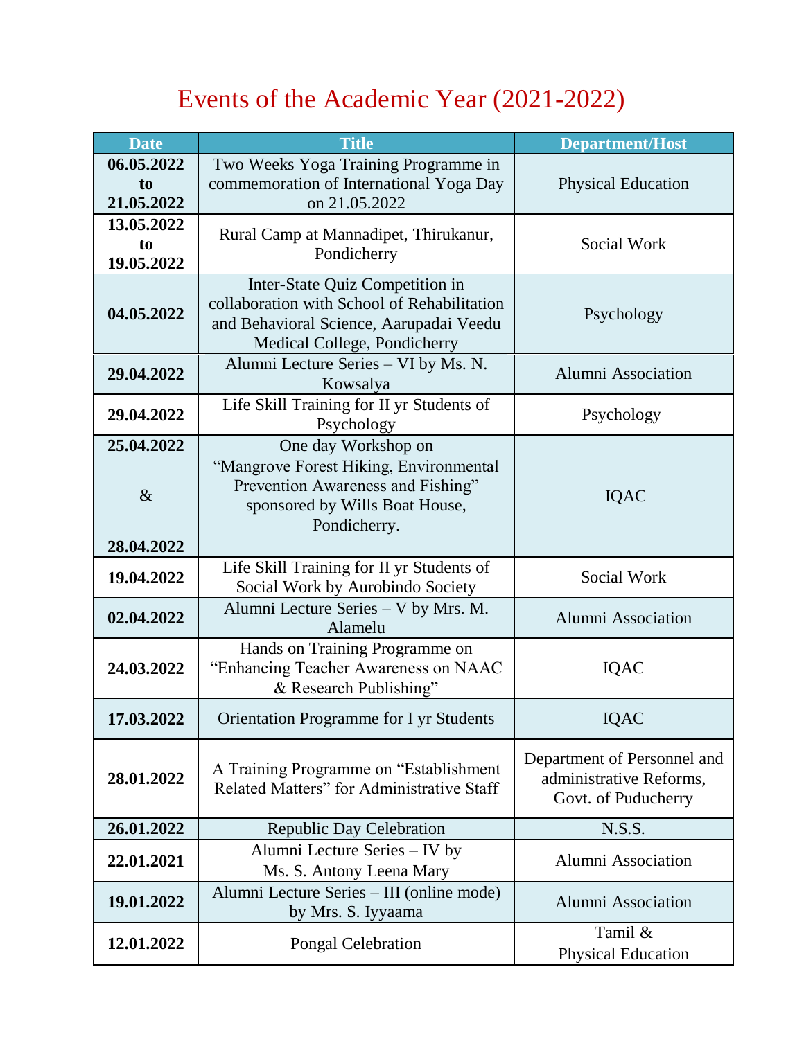# Events of the Academic Year (2021-2022)

| Date | Title | Department/Host |
|---|---|---|
| **06.05.2022 to 21.05.2022** | Two Weeks Yoga Training Programme in commemoration of International Yoga Day on 21.05.2022 | Physical Education |
| **13.05.2022 to 19.05.2022** | Rural Camp at Mannadipet, Thirukanur, Pondicherry | Social Work |
| **04.05.2022** | Inter-State Quiz Competition in collaboration with School of Rehabilitation and Behavioral Science, Aarupadai Veedu Medical College, Pondicherry | Psychology |
| **29.04.2022** | Alumni Lecture Series – VI by Ms. N. Kowsalya | Alumni Association |
| **29.04.2022** | Life Skill Training for II yr Students of Psychology | Psychology |
| **25.04.2022 & 28.04.2022** | One day Workshop on "Mangrove Forest Hiking, Environmental Prevention Awareness and Fishing" sponsored by Wills Boat House, Pondicherry. | IQAC |
| **19.04.2022** | Life Skill Training for II yr Students of Social Work by Aurobindo Society | Social Work |
| **02.04.2022** | Alumni Lecture Series – V by Mrs. M. Alamelu | Alumni Association |
| **24.03.2022** | Hands on Training Programme on "Enhancing Teacher Awareness on NAAC & Research Publishing" | IQAC |
| **17.03.2022** | Orientation Programme for I yr Students | IQAC |
| **28.01.2022** | A Training Programme on "Establishment Related Matters" for Administrative Staff | Department of Personnel and administrative Reforms, Govt. of Puducherry |
| **26.01.2022** | Republic Day Celebration | N.S.S. |
| **22.01.2021** | Alumni Lecture Series – IV by Ms. S. Antony Leena Mary | Alumni Association |
| **19.01.2022** | Alumni Lecture Series – III (online mode) by Mrs. S. Iyyaama | Alumni Association |
| **12.01.2022** | Pongal Celebration | Tamil & Physical Education |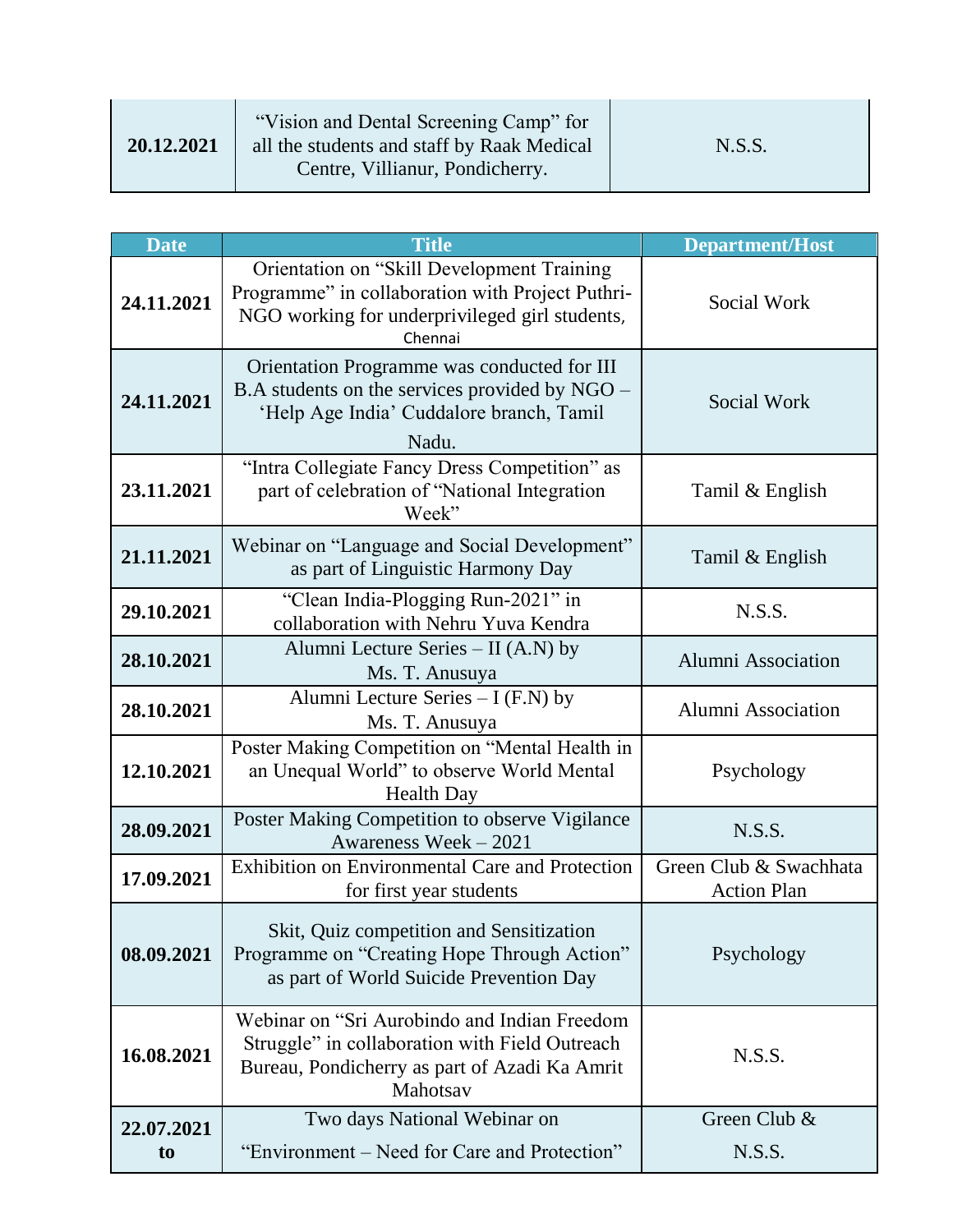| | | |
|---|---|---|
| **20.12.2021** | "Vision and Dental Screening Camp" for all the students and staff by Raak Medical Centre, Villianur, Pondicherry. | N.S.S. |

| Date | Title | Department/Host |
|---|---|---|
| **24.11.2021** | Orientation on "Skill Development Training Programme" in collaboration with Project Puthri-NGO working for underprivileged girl students, Chennai | Social Work |
| **24.11.2021** | Orientation Programme was conducted for III B.A students on the services provided by NGO – 'Help Age India' Cuddalore branch, Tamil Nadu. | Social Work |
| **23.11.2021** | "Intra Collegiate Fancy Dress Competition" as part of celebration of "National Integration Week" | Tamil & English |
| **21.11.2021** | Webinar on "Language and Social Development" as part of Linguistic Harmony Day | Tamil & English |
| **29.10.2021** | "Clean India-Plogging Run-2021" in collaboration with Nehru Yuva Kendra | N.S.S. |
| **28.10.2021** | Alumni Lecture Series – II (A.N) by Ms. T. Anusuya | Alumni Association |
| **28.10.2021** | Alumni Lecture Series – I (F.N) by Ms. T. Anusuya | Alumni Association |
| **12.10.2021** | Poster Making Competition on "Mental Health in an Unequal World" to observe World Mental Health Day | Psychology |
| **28.09.2021** | Poster Making Competition to observe Vigilance Awareness Week – 2021 | N.S.S. |
| **17.09.2021** | Exhibition on Environmental Care and Protection for first year students | Green Club & Swachhata Action Plan |
| **08.09.2021** | Skit, Quiz competition and Sensitization Programme on "Creating Hope Through Action" as part of World Suicide Prevention Day | Psychology |
| **16.08.2021** | Webinar on "Sri Aurobindo and Indian Freedom Struggle" in collaboration with Field Outreach Bureau, Pondicherry as part of Azadi Ka Amrit Mahotsav | N.S.S. |
| **22.07.2021 to** | Two days National Webinar on "Environment – Need for Care and Protection" | Green Club & N.S.S. |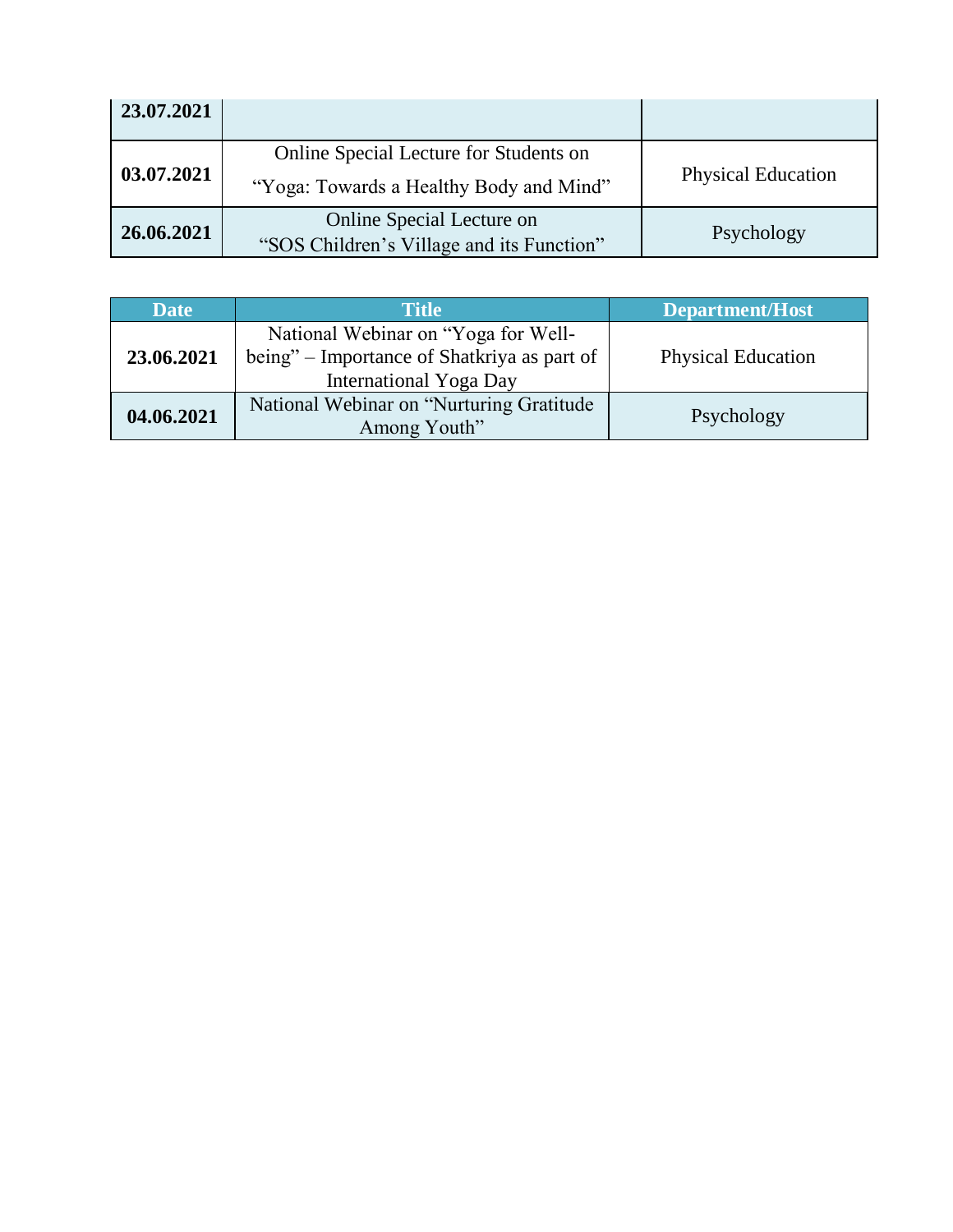| | | |
|---|---|---|
| **23.07.2021** | | |
| **03.07.2021** | Online Special Lecture for Students on "Yoga: Towards a Healthy Body and Mind" | Physical Education |
| **26.06.2021** | Online Special Lecture on "SOS Children's Village and its Function" | Psychology |

| Date | Title | Department/Host |
|---|---|---|
| **23.06.2021** | National Webinar on "Yoga for Well-being" – Importance of Shatkriya as part of International Yoga Day | Physical Education |
| **04.06.2021** | National Webinar on "Nurturing Gratitude Among Youth" | Psychology |